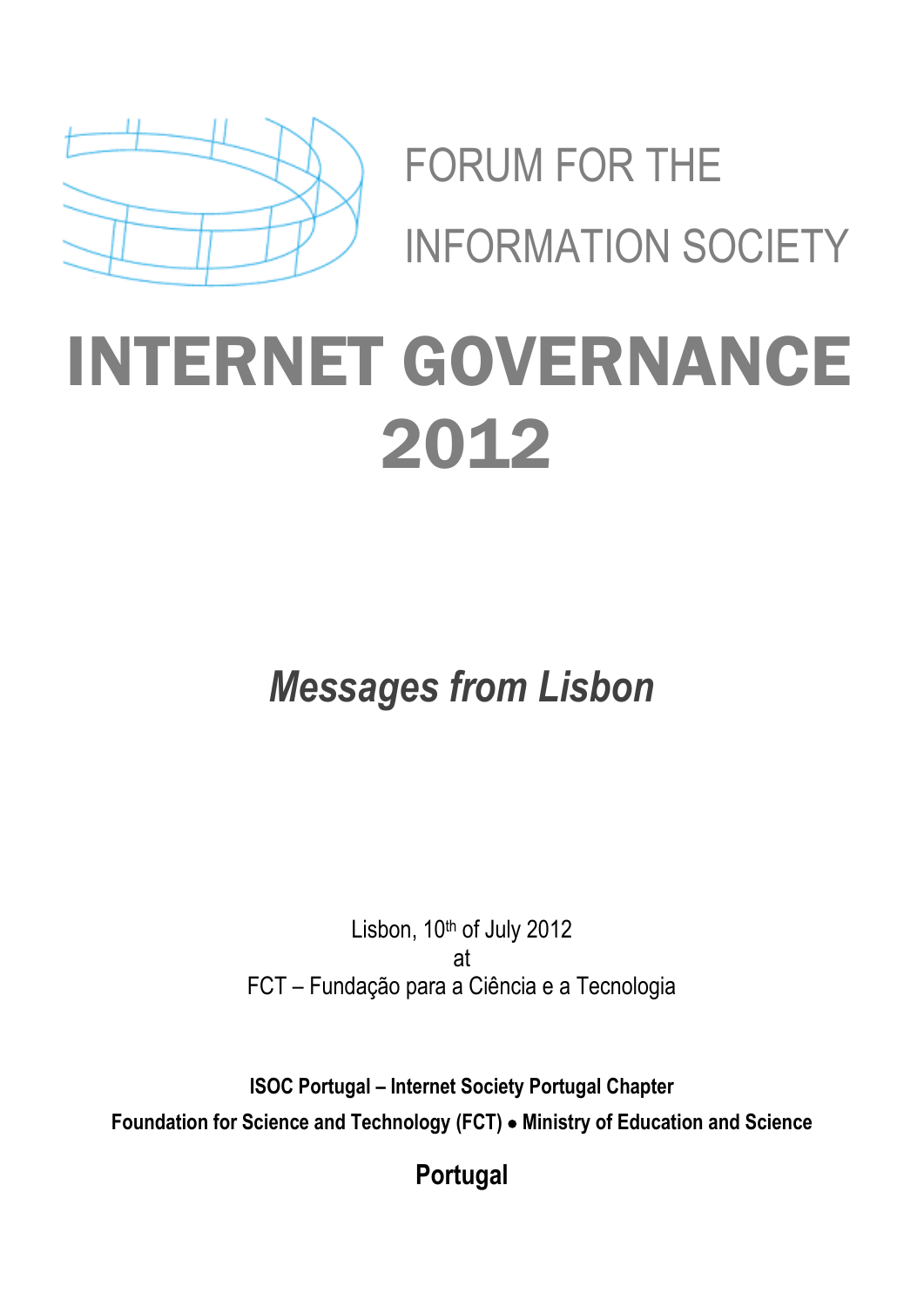FORUM FOR THE INFORMATION SOCIETY

# INTERNET GOVERNANCE 2012

## *Messages from Lisbon*

Lisbon, 10th of July 2012
at
FCT – Fundação para a Ciência e a Tecnologia

**ISOC Portugal – Internet Society Portugal Chapter**

**Foundation for Science and Technology (FCT) • Ministry of Education and Science**

**Portugal**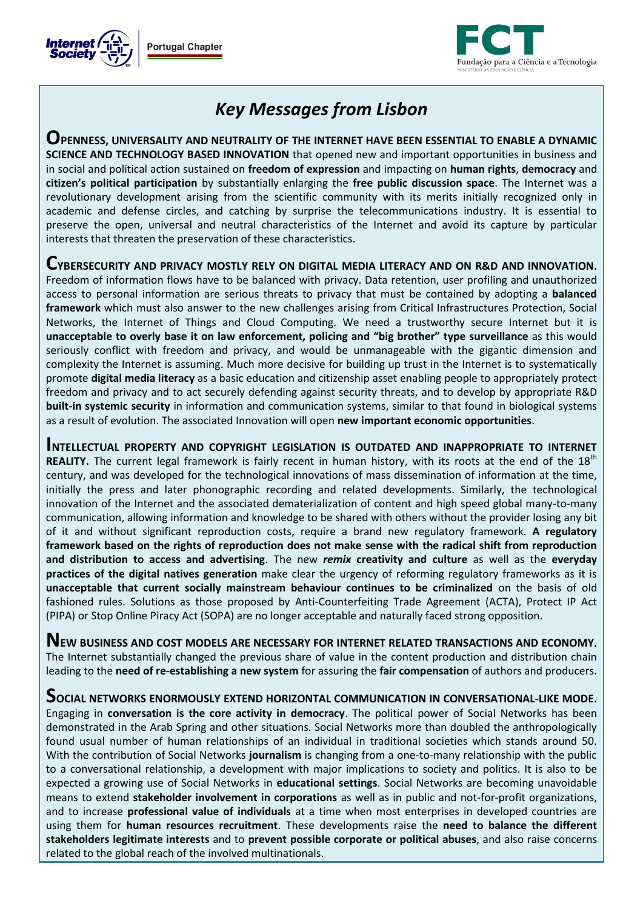# *Key Messages from Lisbon*

**OPENNESS, UNIVERSALITY AND NEUTRALITY OF THE INTERNET HAVE BEEN ESSENTIAL TO ENABLE A DYNAMIC SCIENCE AND TECHNOLOGY BASED INNOVATION** that opened new and important opportunities in business and in social and political action sustained on **freedom of expression** and impacting on **human rights**, **democracy** and **citizen's political participation** by substantially enlarging the **free public discussion space**. The Internet was a revolutionary development arising from the scientific community with its merits initially recognized only in academic and defense circles, and catching by surprise the telecommunications industry. It is essential to preserve the open, universal and neutral characteristics of the Internet and avoid its capture by particular interests that threaten the preservation of these characteristics.

**CYBERSECURITY AND PRIVACY MOSTLY RELY ON DIGITAL MEDIA LITERACY AND ON R&D AND INNOVATION.** Freedom of information flows have to be balanced with privacy. Data retention, user profiling and unauthorized access to personal information are serious threats to privacy that must be contained by adopting a **balanced framework** which must also answer to the new challenges arising from Critical Infrastructures Protection, Social Networks, the Internet of Things and Cloud Computing. We need a trustworthy secure Internet but it is **unacceptable to overly base it on law enforcement, policing and "big brother" type surveillance** as this would seriously conflict with freedom and privacy, and would be unmanageable with the gigantic dimension and complexity the Internet is assuming. Much more decisive for building up trust in the Internet is to systematically promote **digital media literacy** as a basic education and citizenship asset enabling people to appropriately protect freedom and privacy and to act securely defending against security threats, and to develop by appropriate R&D **built-in systemic security** in information and communication systems, similar to that found in biological systems as a result of evolution. The associated Innovation will open **new important economic opportunities**.

**INTELLECTUAL PROPERTY AND COPYRIGHT LEGISLATION IS OUTDATED AND INAPPROPRIATE TO INTERNET REALITY.** The current legal framework is fairly recent in human history, with its roots at the end of the 18th century, and was developed for the technological innovations of mass dissemination of information at the time, initially the press and later phonographic recording and related developments. Similarly, the technological innovation of the Internet and the associated dematerialization of content and high speed global many-to-many communication, allowing information and knowledge to be shared with others without the provider losing any bit of it and without significant reproduction costs, require a brand new regulatory framework. **A regulatory framework based on the rights of reproduction does not make sense with the radical shift from reproduction and distribution to access and advertising**. The new ***remix* creativity and culture** as well as the **everyday practices of the digital natives generation** make clear the urgency of reforming regulatory frameworks as it is **unacceptable that current socially mainstream behaviour continues to be criminalized** on the basis of old fashioned rules. Solutions as those proposed by Anti-Counterfeiting Trade Agreement (ACTA), Protect IP Act (PIPA) or Stop Online Piracy Act (SOPA) are no longer acceptable and naturally faced strong opposition.

**NEW BUSINESS AND COST MODELS ARE NECESSARY FOR INTERNET RELATED TRANSACTIONS AND ECONOMY.** The Internet substantially changed the previous share of value in the content production and distribution chain leading to the **need of re-establishing a new system** for assuring the **fair compensation** of authors and producers.

**SOCIAL NETWORKS ENORMOUSLY EXTEND HORIZONTAL COMMUNICATION IN CONVERSATIONAL-LIKE MODE.** Engaging in **conversation is the core activity in democracy**. The political power of Social Networks has been demonstrated in the Arab Spring and other situations. Social Networks more than doubled the anthropologically found usual number of human relationships of an individual in traditional societies which stands around 50. With the contribution of Social Networks **journalism** is changing from a one-to-many relationship with the public to a conversational relationship, a development with major implications to society and politics. It is also to be expected a growing use of Social Networks in **educational settings**. Social Networks are becoming unavoidable means to extend **stakeholder involvement in corporations** as well as in public and not-for-profit organizations, and to increase **professional value of individuals** at a time when most enterprises in developed countries are using them for **human resources recruitment**. These developments raise the **need to balance the different stakeholders legitimate interests** and to **prevent possible corporate or political abuses**, and also raise concerns related to the global reach of the involved multinationals.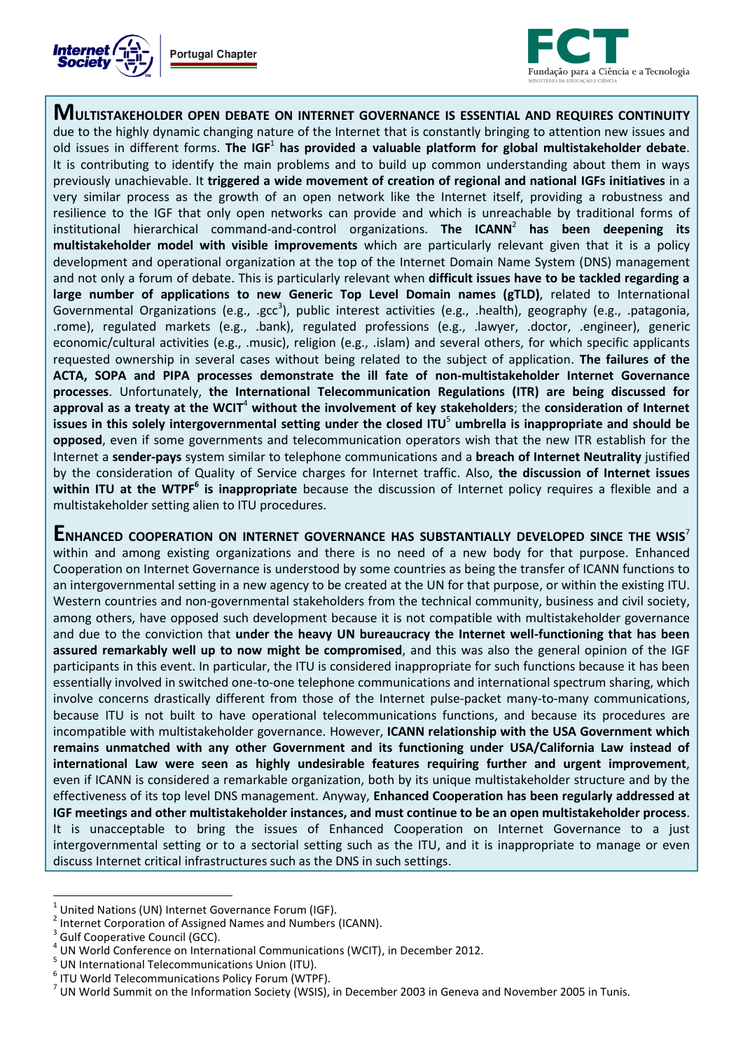**MULTISTAKEHOLDER OPEN DEBATE ON INTERNET GOVERNANCE IS ESSENTIAL AND REQUIRES CONTINUITY** due to the highly dynamic changing nature of the Internet that is constantly bringing to attention new issues and old issues in different forms. **The IGF[1] has provided a valuable platform for global multistakeholder debate**. It is contributing to identify the main problems and to build up common understanding about them in ways previously unachievable. It **triggered a wide movement of creation of regional and national IGFs initiatives** in a very similar process as the growth of an open network like the Internet itself, providing a robustness and resilience to the IGF that only open networks can provide and which is unreachable by traditional forms of institutional hierarchical command-and-control organizations. **The ICANN[2] has been deepening its multistakeholder model with visible improvements** which are particularly relevant given that it is a policy development and operational organization at the top of the Internet Domain Name System (DNS) management and not only a forum of debate. This is particularly relevant when **difficult issues have to be tackled regarding a large number of applications to new Generic Top Level Domain names (gTLD)**, related to International Governmental Organizations (e.g., .gcc[3]), public interest activities (e.g., .health), geography (e.g., .patagonia, .rome), regulated markets (e.g., .bank), regulated professions (e.g., .lawyer, .doctor, .engineer), generic economic/cultural activities (e.g., .music), religion (e.g., .islam) and several others, for which specific applicants requested ownership in several cases without being related to the subject of application. **The failures of the ACTA, SOPA and PIPA processes demonstrate the ill fate of non-multistakeholder Internet Governance processes**. Unfortunately, **the International Telecommunication Regulations (ITR) are being discussed for approval as a treaty at the WCIT[4] without the involvement of key stakeholders**; the **consideration of Internet issues in this solely intergovernmental setting under the closed ITU[5] umbrella is inappropriate and should be opposed**, even if some governments and telecommunication operators wish that the new ITR establish for the Internet a **sender-pays** system similar to telephone communications and a **breach of Internet Neutrality** justified by the consideration of Quality of Service charges for Internet traffic. Also, **the discussion of Internet issues within ITU at the WTPF[6] is inappropriate** because the discussion of Internet policy requires a flexible and a multistakeholder setting alien to ITU procedures.

**ENHANCED COOPERATION ON INTERNET GOVERNANCE HAS SUBSTANTIALLY DEVELOPED SINCE THE WSIS[7]** within and among existing organizations and there is no need of a new body for that purpose. Enhanced Cooperation on Internet Governance is understood by some countries as being the transfer of ICANN functions to an intergovernmental setting in a new agency to be created at the UN for that purpose, or within the existing ITU. Western countries and non-governmental stakeholders from the technical community, business and civil society, among others, have opposed such development because it is not compatible with multistakeholder governance and due to the conviction that **under the heavy UN bureaucracy the Internet well-functioning that has been assured remarkably well up to now might be compromised**, and this was also the general opinion of the IGF participants in this event. In particular, the ITU is considered inappropriate for such functions because it has been essentially involved in switched one-to-one telephone communications and international spectrum sharing, which involve concerns drastically different from those of the Internet pulse-packet many-to-many communications, because ITU is not built to have operational telecommunications functions, and because its procedures are incompatible with multistakeholder governance. However, **ICANN relationship with the USA Government which remains unmatched with any other Government and its functioning under USA/California Law instead of international Law were seen as highly undesirable features requiring further and urgent improvement**, even if ICANN is considered a remarkable organization, both by its unique multistakeholder structure and by the effectiveness of its top level DNS management. Anyway, **Enhanced Cooperation has been regularly addressed at IGF meetings and other multistakeholder instances, and must continue to be an open multistakeholder process**. It is unacceptable to bring the issues of Enhanced Cooperation on Internet Governance to a just intergovernmental setting or to a sectorial setting such as the ITU, and it is inappropriate to manage or even discuss Internet critical infrastructures such as the DNS in such settings.

---

[1] United Nations (UN) Internet Governance Forum (IGF).

[2] Internet Corporation of Assigned Names and Numbers (ICANN).

[3] Gulf Cooperative Council (GCC).

[4] UN World Conference on International Communications (WCIT), in December 2012.

[5] UN International Telecommunications Union (ITU).

[6] ITU World Telecommunications Policy Forum (WTPF).

[7] UN World Summit on the Information Society (WSIS), in December 2003 in Geneva and November 2005 in Tunis.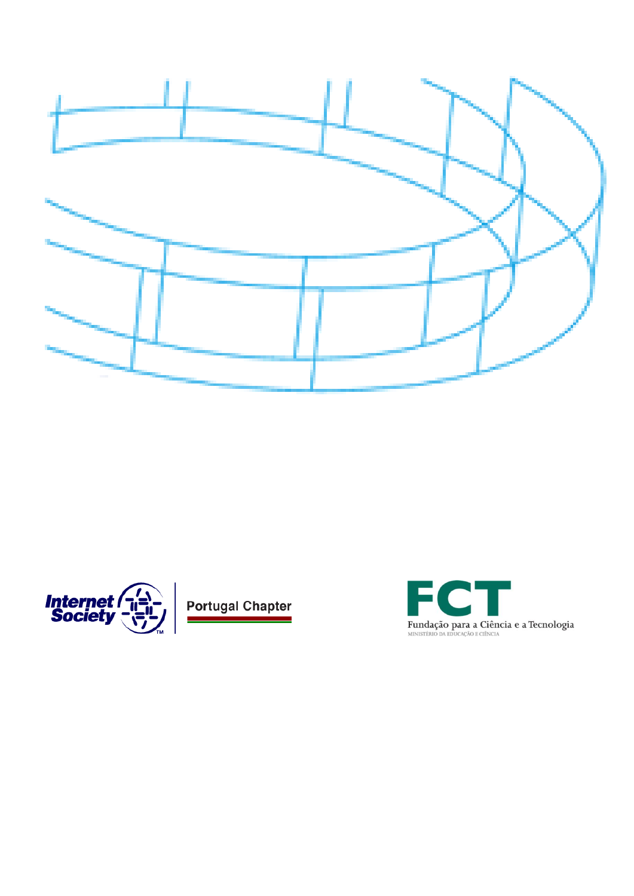Internet Society | Portugal Chapter

FCT
Fundação para a Ciência e a Tecnologia
MINISTÉRIO DA EDUCAÇÃO E CIÊNCIA